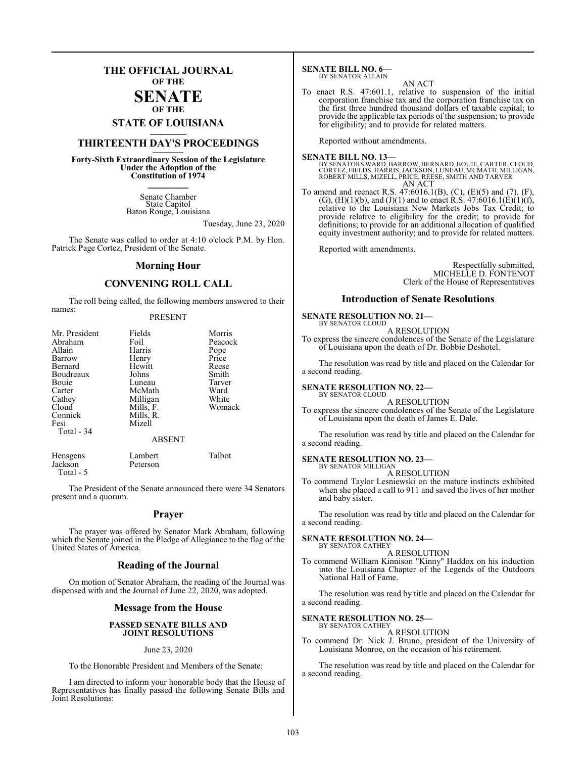# THE OFFICIAL JOURNAL OF THE SENATE OF THE STATE OF LOUISIANA

## THIRTEENTH DAY'S PROCEEDINGS

**Forty-Sixth Extraordinary Session of the Legislature Under the Adoption of the Constitution of 1974**

Senate Chamber
State Capitol
Baton Rouge, Louisiana

Tuesday, June 23, 2020

The Senate was called to order at 4:10 o'clock P.M. by Hon. Patrick Page Cortez, President of the Senate.

## Morning Hour

## CONVENING ROLL CALL

The roll being called, the following members answered to their names:

PRESENT

| | | |
|---|---|---|
| Mr. President | Fields | Morris |
| Abraham | Foil | Peacock |
| Allain | Harris | Pope |
| Barrow | Henry | Price |
| Bernard | Hewitt | Reese |
| Boudreaux | Johns | Smith |
| Bouie | Luneau | Tarver |
| Carter | McMath | Ward |
| Cathey | Milligan | White |
| Cloud | Mills, F. | Womack |
| Connick | Mills, R. | |
| Fesi | Mizell | |

Total - 34

ABSENT

| | | |
|---|---|---|
| Hensgens | Lambert | Talbot |
| Jackson | Peterson | |

Total - 5

The President of the Senate announced there were 34 Senators present and a quorum.

## Prayer

The prayer was offered by Senator Mark Abraham, following which the Senate joined in the Pledge of Allegiance to the flag of the United States of America.

## Reading of the Journal

On motion of Senator Abraham, the reading of the Journal was dispensed with and the Journal of June 22, 2020, was adopted.

## Message from the House

**PASSED SENATE BILLS AND JOINT RESOLUTIONS**

June 23, 2020

To the Honorable President and Members of the Senate:

I am directed to inform your honorable body that the House of Representatives has finally passed the following Senate Bills and Joint Resolutions:

**SENATE BILL NO. 6—**
BY SENATOR ALLAIN

AN ACT

To enact R.S. 47:601.1, relative to suspension of the initial corporation franchise tax and the corporation franchise tax on the first three hundred thousand dollars of taxable capital; to provide the applicable tax periods of the suspension; to provide for eligibility; and to provide for related matters.

Reported without amendments.

**SENATE BILL NO. 13—**
BY SENATORS WARD, BARROW, BERNARD, BOUIE, CARTER, CLOUD, CORTEZ, FIELDS, HARRIS, JACKSON, LUNEAU, MCMATH, MILLIGAN, ROBERT MILLS, MIZELL, PRICE, REESE, SMITH AND TARVER

AN ACT

To amend and reenact R.S. 47:6016.1(B), (C), (E)(5) and (7), (F), (G), (H)(1)(b), and (J)(1) and to enact R.S. 47:6016.1(E)(1)(f), relative to the Louisiana New Markets Jobs Tax Credit; to provide relative to eligibility for the credit; to provide for definitions; to provide for an additional allocation of qualified equity investment authority; and to provide for related matters.

Reported with amendments.

Respectfully submitted,
MICHELLE D. FONTENOT
Clerk of the House of Representatives

## Introduction of Senate Resolutions

**SENATE RESOLUTION NO. 21—**
BY SENATOR CLOUD

A RESOLUTION

To express the sincere condolences of the Senate of the Legislature of Louisiana upon the death of Dr. Bobbie Deshotel.

The resolution was read by title and placed on the Calendar for a second reading.

**SENATE RESOLUTION NO. 22—**
BY SENATOR CLOUD

A RESOLUTION

To express the sincere condolences of the Senate of the Legislature of Louisiana upon the death of James E. Dale.

The resolution was read by title and placed on the Calendar for a second reading.

**SENATE RESOLUTION NO. 23—**
BY SENATOR MILLIGAN

A RESOLUTION

To commend Taylor Lesniewski on the mature instincts exhibited when she placed a call to 911 and saved the lives of her mother and baby sister.

The resolution was read by title and placed on the Calendar for a second reading.

**SENATE RESOLUTION NO. 24—**
BY SENATOR CATHEY

A RESOLUTION

To commend William Kinnison "Kinny" Haddox on his induction into the Louisiana Chapter of the Legends of the Outdoors National Hall of Fame.

The resolution was read by title and placed on the Calendar for a second reading.

**SENATE RESOLUTION NO. 25—**
BY SENATOR CATHEY

A RESOLUTION

To commend Dr. Nick J. Bruno, president of the University of Louisiana Monroe, on the occasion of his retirement.

The resolution was read by title and placed on the Calendar for a second reading.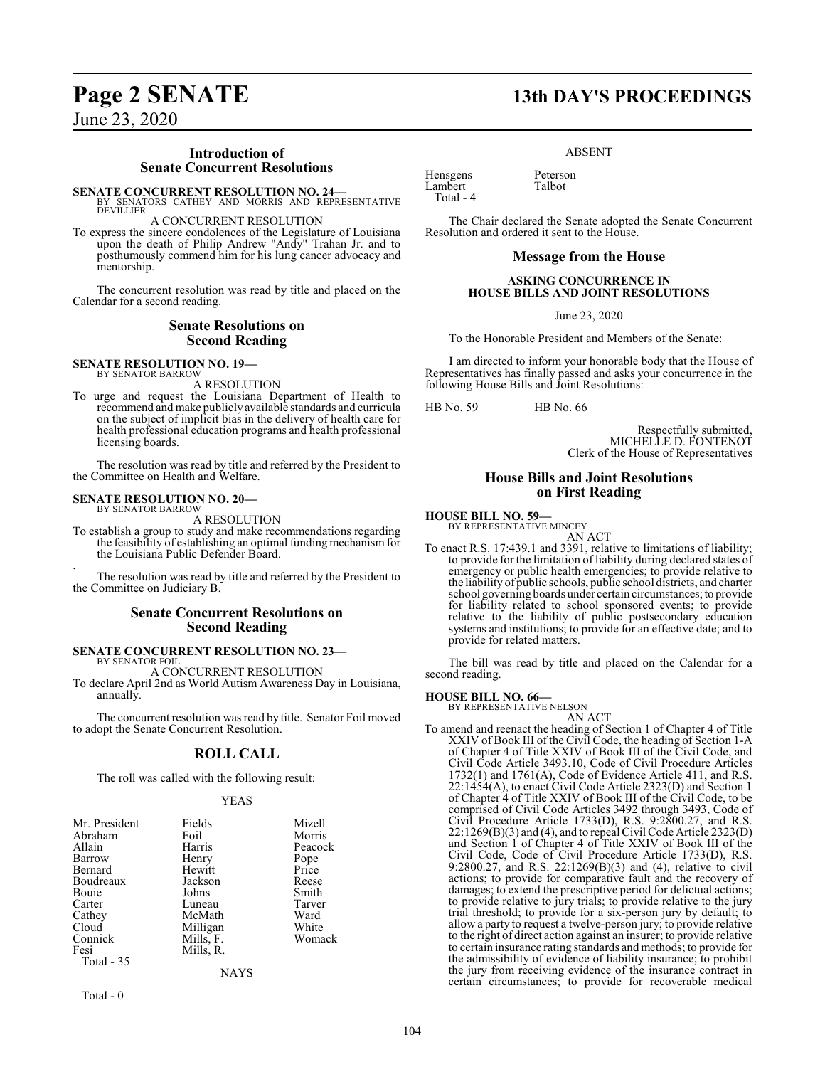## Introduction of Senate Concurrent Resolutions

**SENATE CONCURRENT RESOLUTION NO. 24—**
BY SENATORS CATHEY AND MORRIS AND REPRESENTATIVE DEVILLIER

A CONCURRENT RESOLUTION

To express the sincere condolences of the Legislature of Louisiana upon the death of Philip Andrew "Andy" Trahan Jr. and to posthumously commend him for his lung cancer advocacy and mentorship.

The concurrent resolution was read by title and placed on the Calendar for a second reading.

## Senate Resolutions on Second Reading

**SENATE RESOLUTION NO. 19—**
BY SENATOR BARROW

A RESOLUTION

To urge and request the Louisiana Department of Health to recommend and make publicly available standards and curricula on the subject of implicit bias in the delivery of health care for health professional education programs and health professional licensing boards.

The resolution was read by title and referred by the President to the Committee on Health and Welfare.

**SENATE RESOLUTION NO. 20—**
BY SENATOR BARROW

A RESOLUTION

To establish a group to study and make recommendations regarding the feasibility of establishing an optimal funding mechanism for the Louisiana Public Defender Board.

The resolution was read by title and referred by the President to the Committee on Judiciary B.

## Senate Concurrent Resolutions on Second Reading

**SENATE CONCURRENT RESOLUTION NO. 23—**
BY SENATOR FOIL

A CONCURRENT RESOLUTION

To declare April 2nd as World Autism Awareness Day in Louisiana, annually.

The concurrent resolution was read by title. Senator Foil moved to adopt the Senate Concurrent Resolution.

## ROLL CALL

The roll was called with the following result:

YEAS

| | | |
|---|---|---|
| Mr. President | Fields | Mizell |
| Abraham | Foil | Morris |
| Allain | Harris | Peacock |
| Barrow | Henry | Pope |
| Bernard | Hewitt | Price |
| Boudreaux | Jackson | Reese |
| Bouie | Johns | Smith |
| Carter | Luneau | Tarver |
| Cathey | McMath | Ward |
| Cloud | Milligan | White |
| Connick | Mills, F. | Womack |
| Fesi | Mills, R. | |

Total - 35

NAYS

Total - 0

ABSENT

| | |
|---|---|
| Hensgens | Peterson |
| Lambert | Talbot |

Total - 4

The Chair declared the Senate adopted the Senate Concurrent Resolution and ordered it sent to the House.

## Message from the House

**ASKING CONCURRENCE IN HOUSE BILLS AND JOINT RESOLUTIONS**

June 23, 2020

To the Honorable President and Members of the Senate:

I am directed to inform your honorable body that the House of Representatives has finally passed and asks your concurrence in the following House Bills and Joint Resolutions:

HB No. 59 HB No. 66

Respectfully submitted,
MICHELLE D. FONTENOT
Clerk of the House of Representatives

## House Bills and Joint Resolutions on First Reading

**HOUSE BILL NO. 59—**
BY REPRESENTATIVE MINCEY

AN ACT

To enact R.S. 17:439.1 and 3391, relative to limitations of liability; to provide for the limitation of liability during declared states of emergency or public health emergencies; to provide relative to the liability of public schools, public school districts, and charter school governing boards under certain circumstances; to provide for liability related to school sponsored events; to provide relative to the liability of public postsecondary education systems and institutions; to provide for an effective date; and to provide for related matters.

The bill was read by title and placed on the Calendar for a second reading.

**HOUSE BILL NO. 66—**
BY REPRESENTATIVE NELSON

AN ACT

To amend and reenact the heading of Section 1 of Chapter 4 of Title XXIV of Book III of the Civil Code, the heading of Section 1-A of Chapter 4 of Title XXIV of Book III of the Civil Code, and Civil Code Article 3493.10, Code of Civil Procedure Articles 1732(1) and 1761(A), Code of Evidence Article 411, and R.S. 22:1454(A), to enact Civil Code Article 2323(D) and Section 1 of Chapter 4 of Title XXIV of Book III of the Civil Code, to be comprised of Civil Code Articles 3492 through 3493, Code of Civil Procedure Article 1733(D), R.S. 9:2800.27, and R.S. 22:1269(B)(3) and (4), and to repeal Civil Code Article 2323(D) and Section 1 of Chapter 4 of Title XXIV of Book III of the Civil Code, Code of Civil Procedure Article 1733(D), R.S. 9:2800.27, and R.S. 22:1269(B)(3) and (4), relative to civil actions; to provide for comparative fault and the recovery of damages; to extend the prescriptive period for delictual actions; to provide relative to jury trials; to provide relative to the jury trial threshold; to provide for a six-person jury by default; to allow a party to request a twelve-person jury; to provide relative to the right of direct action against an insurer; to provide relative to certain insurance rating standards and methods; to provide for the admissibility of evidence of liability insurance; to prohibit the jury from receiving evidence of the insurance contract in certain circumstances; to provide for recoverable medical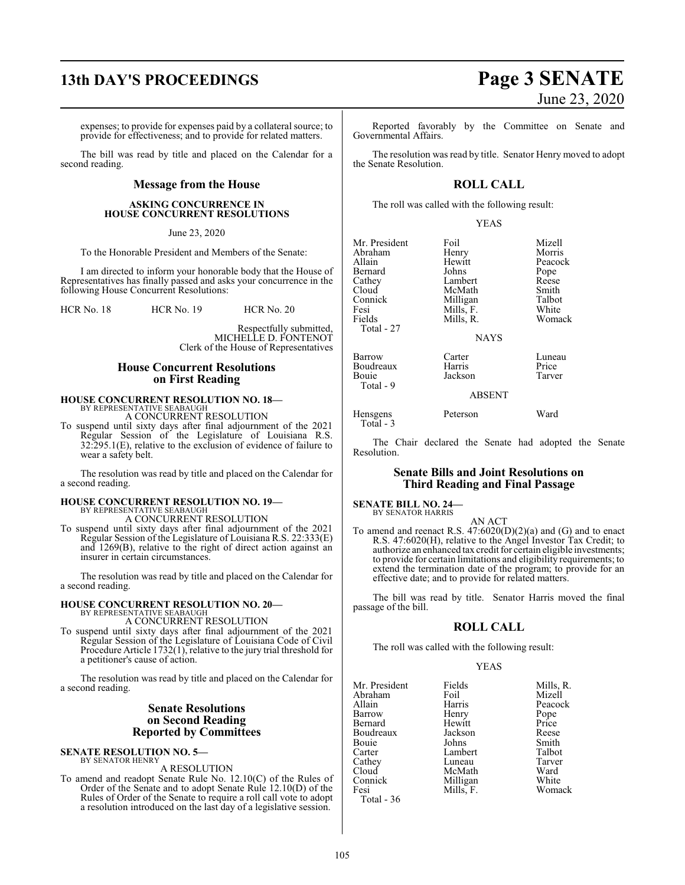expenses; to provide for expenses paid by a collateral source; to provide for effectiveness; and to provide for related matters.

The bill was read by title and placed on the Calendar for a second reading.

## Message from the House

### ASKING CONCURRENCE IN HOUSE CONCURRENT RESOLUTIONS

June 23, 2020

To the Honorable President and Members of the Senate:

I am directed to inform your honorable body that the House of Representatives has finally passed and asks your concurrence in the following House Concurrent Resolutions:

HCR No. 18 HCR No. 19 HCR No. 20

Respectfully submitted,
MICHELLE D. FONTENOT
Clerk of the House of Representatives

## House Concurrent Resolutions on First Reading

**HOUSE CONCURRENT RESOLUTION NO. 18—**
BY REPRESENTATIVE SEABAUGH
A CONCURRENT RESOLUTION

To suspend until sixty days after final adjournment of the 2021 Regular Session of the Legislature of Louisiana R.S. 32:295.1(E), relative to the exclusion of evidence of failure to wear a safety belt.

The resolution was read by title and placed on the Calendar for a second reading.

**HOUSE CONCURRENT RESOLUTION NO. 19—**
BY REPRESENTATIVE SEABAUGH
A CONCURRENT RESOLUTION

To suspend until sixty days after final adjournment of the 2021 Regular Session of the Legislature of Louisiana R.S. 22:333(E) and 1269(B), relative to the right of direct action against an insurer in certain circumstances.

The resolution was read by title and placed on the Calendar for a second reading.

**HOUSE CONCURRENT RESOLUTION NO. 20—**
BY REPRESENTATIVE SEABAUGH
A CONCURRENT RESOLUTION

To suspend until sixty days after final adjournment of the 2021 Regular Session of the Legislature of Louisiana Code of Civil Procedure Article 1732(1), relative to the jury trial threshold for a petitioner's cause of action.

The resolution was read by title and placed on the Calendar for a second reading.

## Senate Resolutions on Second Reading Reported by Committees

**SENATE RESOLUTION NO. 5—**
BY SENATOR HENRY
A RESOLUTION

To amend and readopt Senate Rule No. 12.10(C) of the Rules of Order of the Senate and to adopt Senate Rule 12.10(D) of the Rules of Order of the Senate to require a roll call vote to adopt a resolution introduced on the last day of a legislative session.

Reported favorably by the Committee on Senate and Governmental Affairs.

The resolution was read by title. Senator Henry moved to adopt the Senate Resolution.

## ROLL CALL

The roll was called with the following result:

YEAS

| | | |
|---|---|---|
| Mr. President | Foil | Mizell |
| Abraham | Henry | Morris |
| Allain | Hewitt | Peacock |
| Bernard | Johns | Pope |
| Cathey | Lambert | Reese |
| Cloud | McMath | Smith |
| Connick | Milligan | Talbot |
| Fesi | Mills, F. | White |
| Fields | Mills, R. | Womack |

Total - 27

NAYS

| | | |
|---|---|---|
| Barrow | Carter | Luneau |
| Boudreaux | Harris | Price |
| Bouie | Jackson | Tarver |

Total - 9

ABSENT

| | | |
|---|---|---|
| Hensgens | Peterson | Ward |

Total - 3

The Chair declared the Senate had adopted the Senate Resolution.

## Senate Bills and Joint Resolutions on Third Reading and Final Passage

**SENATE BILL NO. 24—**
BY SENATOR HARRIS
AN ACT

To amend and reenact R.S. 47:6020(D)(2)(a) and (G) and to enact R.S. 47:6020(H), relative to the Angel Investor Tax Credit; to authorize an enhanced tax credit for certain eligible investments; to provide for certain limitations and eligibility requirements; to extend the termination date of the program; to provide for an effective date; and to provide for related matters.

The bill was read by title. Senator Harris moved the final passage of the bill.

## ROLL CALL

The roll was called with the following result:

YEAS

| | | |
|---|---|---|
| Mr. President | Fields | Mills, R. |
| Abraham | Foil | Mizell |
| Allain | Harris | Peacock |
| Barrow | Henry | Pope |
| Bernard | Hewitt | Price |
| Boudreaux | Jackson | Reese |
| Bouie | Johns | Smith |
| Carter | Lambert | Talbot |
| Cathey | Luneau | Tarver |
| Cloud | McMath | Ward |
| Connick | Milligan | White |
| Fesi | Mills, F. | Womack |

Total - 36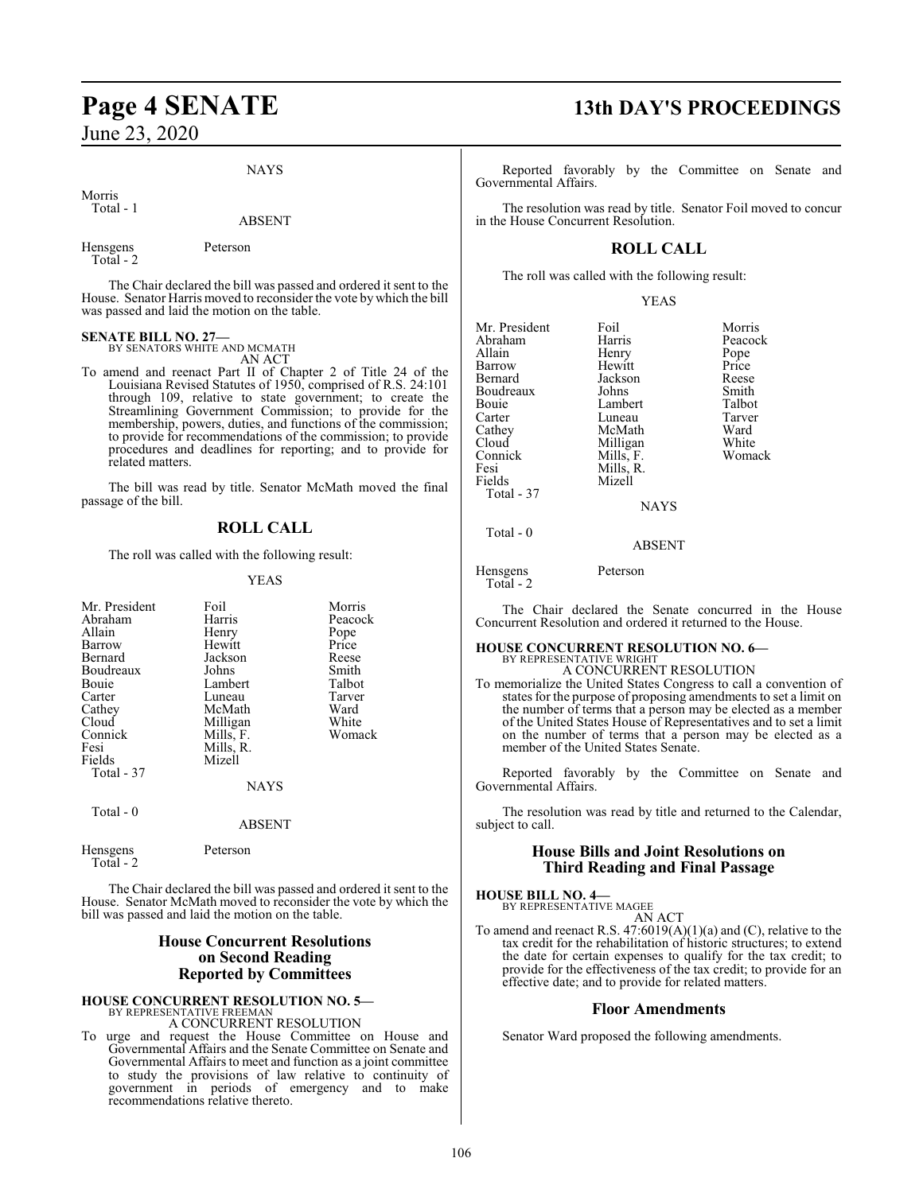NAYS

Morris
Total - 1

ABSENT

Hensgens Peterson
Total - 2

The Chair declared the bill was passed and ordered it sent to the House. Senator Harris moved to reconsider the vote by which the bill was passed and laid the motion on the table.

**SENATE BILL NO. 27—**
BY SENATORS WHITE AND MCMATH
AN ACT

To amend and reenact Part II of Chapter 2 of Title 24 of the Louisiana Revised Statutes of 1950, comprised of R.S. 24:101 through 109, relative to state government; to create the Streamlining Government Commission; to provide for the membership, powers, duties, and functions of the commission; to provide for recommendations of the commission; to provide procedures and deadlines for reporting; and to provide for related matters.

The bill was read by title. Senator McMath moved the final passage of the bill.

## ROLL CALL

The roll was called with the following result:

YEAS

| | | |
|---|---|---|
| Mr. President | Foil | Morris |
| Abraham | Harris | Peacock |
| Allain | Henry | Pope |
| Barrow | Hewitt | Price |
| Bernard | Jackson | Reese |
| Boudreaux | Johns | Smith |
| Bouie | Lambert | Talbot |
| Carter | Luneau | Tarver |
| Cathey | McMath | Ward |
| Cloud | Milligan | White |
| Connick | Mills, F. | Womack |
| Fesi | Mills, R. | |
| Fields | Mizell | |

Total - 37

NAYS

Total - 0

ABSENT

Hensgens Peterson
Total - 2

The Chair declared the bill was passed and ordered it sent to the House. Senator McMath moved to reconsider the vote by which the bill was passed and laid the motion on the table.

## House Concurrent Resolutions on Second Reading Reported by Committees

**HOUSE CONCURRENT RESOLUTION NO. 5—**
BY REPRESENTATIVE FREEMAN
A CONCURRENT RESOLUTION

To urge and request the House Committee on House and Governmental Affairs and the Senate Committee on Senate and Governmental Affairs to meet and function as a joint committee to study the provisions of law relative to continuity of government in periods of emergency and to make recommendations relative thereto.

Reported favorably by the Committee on Senate and Governmental Affairs.

The resolution was read by title. Senator Foil moved to concur in the House Concurrent Resolution.

## ROLL CALL

The roll was called with the following result:

YEAS

| | | |
|---|---|---|
| Mr. President | Foil | Morris |
| Abraham | Harris | Peacock |
| Allain | Henry | Pope |
| Barrow | Hewitt | Price |
| Bernard | Jackson | Reese |
| Boudreaux | Johns | Smith |
| Bouie | Lambert | Talbot |
| Carter | Luneau | Tarver |
| Cathey | McMath | Ward |
| Cloud | Milligan | White |
| Connick | Mills, F. | Womack |
| Fesi | Mills, R. | |
| Fields | Mizell | |

Total - 37

NAYS

Total - 0

ABSENT

Hensgens Peterson
Total - 2

The Chair declared the Senate concurred in the House Concurrent Resolution and ordered it returned to the House.

**HOUSE CONCURRENT RESOLUTION NO. 6—**
BY REPRESENTATIVE WRIGHT
A CONCURRENT RESOLUTION

To memorialize the United States Congress to call a convention of states for the purpose of proposing amendments to set a limit on the number of terms that a person may be elected as a member of the United States House of Representatives and to set a limit on the number of terms that a person may be elected as a member of the United States Senate.

Reported favorably by the Committee on Senate and Governmental Affairs.

The resolution was read by title and returned to the Calendar, subject to call.

## House Bills and Joint Resolutions on Third Reading and Final Passage

**HOUSE BILL NO. 4—**
BY REPRESENTATIVE MAGEE
AN ACT

To amend and reenact R.S. 47:6019(A)(1)(a) and (C), relative to the tax credit for the rehabilitation of historic structures; to extend the date for certain expenses to qualify for the tax credit; to provide for the effectiveness of the tax credit; to provide for an effective date; and to provide for related matters.

## Floor Amendments

Senator Ward proposed the following amendments.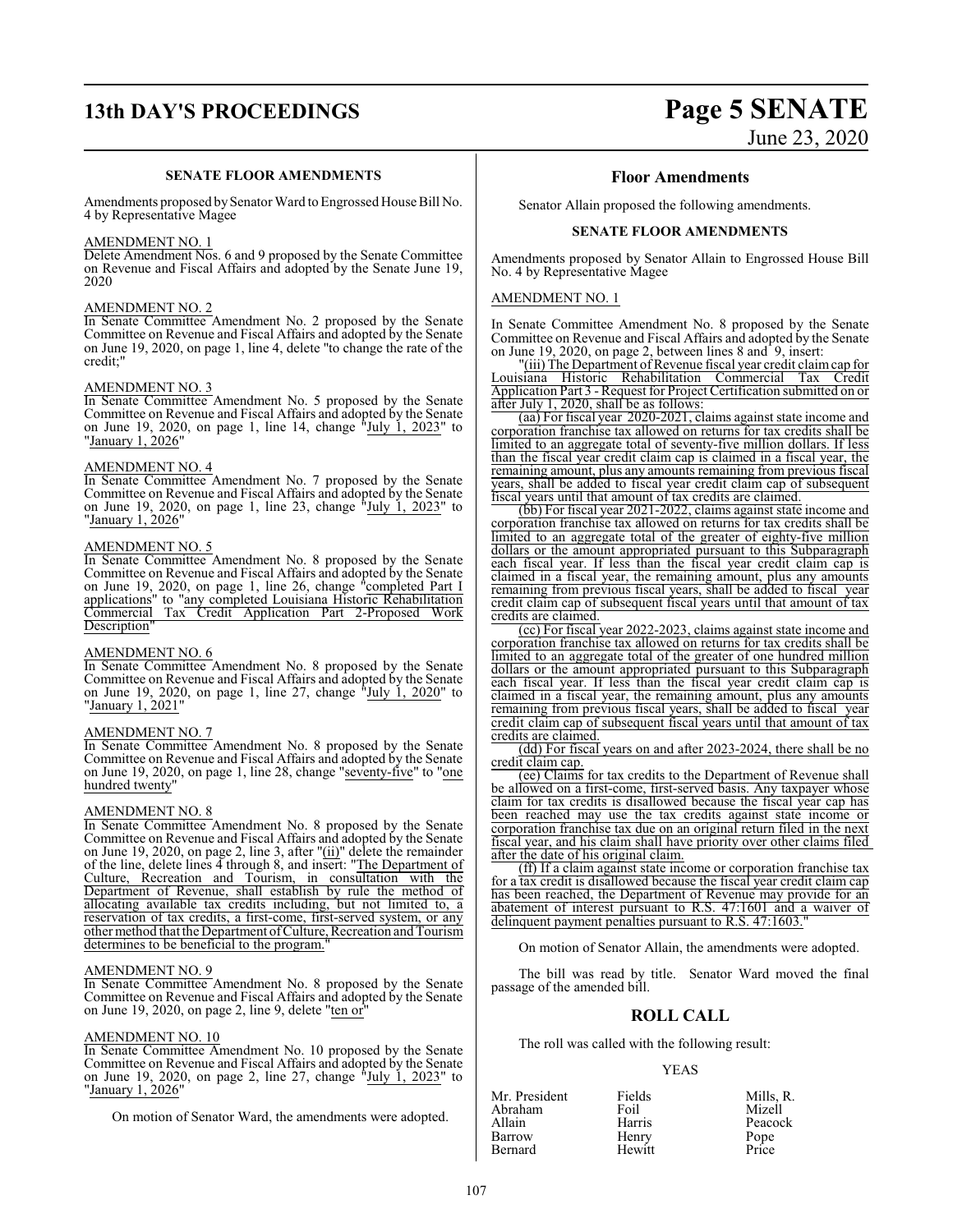### SENATE FLOOR AMENDMENTS

Amendments proposed by Senator Ward to Engrossed House Bill No. 4 by Representative Magee

AMENDMENT NO. 1

Delete Amendment Nos. 6 and 9 proposed by the Senate Committee on Revenue and Fiscal Affairs and adopted by the Senate June 19, 2020

AMENDMENT NO. 2

In Senate Committee Amendment No. 2 proposed by the Senate Committee on Revenue and Fiscal Affairs and adopted by the Senate on June 19, 2020, on page 1, line 4, delete "to change the rate of the credit;"

AMENDMENT NO. 3

In Senate Committee Amendment No. 5 proposed by the Senate Committee on Revenue and Fiscal Affairs and adopted by the Senate on June 19, 2020, on page 1, line 14, change "July 1, 2023" to "January 1, 2026"

AMENDMENT NO. 4

In Senate Committee Amendment No. 7 proposed by the Senate Committee on Revenue and Fiscal Affairs and adopted by the Senate on June 19, 2020, on page 1, line 23, change "July 1, 2023" to "January 1, 2026"

AMENDMENT NO. 5

In Senate Committee Amendment No. 8 proposed by the Senate Committee on Revenue and Fiscal Affairs and adopted by the Senate on June 19, 2020, on page 1, line 26, change "completed Part I applications" to "any completed Louisiana Historic Rehabilitation Commercial Tax Credit Application Part 2-Proposed Work Description"

AMENDMENT NO. 6

In Senate Committee Amendment No. 8 proposed by the Senate Committee on Revenue and Fiscal Affairs and adopted by the Senate on June 19, 2020, on page 1, line 27, change "July 1, 2020" to "January 1, 2021"

AMENDMENT NO. 7

In Senate Committee Amendment No. 8 proposed by the Senate Committee on Revenue and Fiscal Affairs and adopted by the Senate on June 19, 2020, on page 1, line 28, change "seventy-five" to "one hundred twenty"

AMENDMENT NO. 8

In Senate Committee Amendment No. 8 proposed by the Senate Committee on Revenue and Fiscal Affairs and adopted by the Senate on June 19, 2020, on page 2, line 3, after "(ii)" delete the remainder of the line, delete lines 4 through 8, and insert: "The Department of Culture, Recreation and Tourism, in consultation with the Department of Revenue, shall establish by rule the method of allocating available tax credits including, but not limited to, a reservation of tax credits, a first-come, first-served system, or any other method that the Department of Culture, Recreation and Tourism determines to be beneficial to the program."

AMENDMENT NO. 9

In Senate Committee Amendment No. 8 proposed by the Senate Committee on Revenue and Fiscal Affairs and adopted by the Senate on June 19, 2020, on page 2, line 9, delete "ten or"

AMENDMENT NO. 10

In Senate Committee Amendment No. 10 proposed by the Senate Committee on Revenue and Fiscal Affairs and adopted by the Senate on June 19, 2020, on page 2, line 27, change "July 1, 2023" to "January 1, 2026"

On motion of Senator Ward, the amendments were adopted.

## Floor Amendments

Senator Allain proposed the following amendments.

### SENATE FLOOR AMENDMENTS

Amendments proposed by Senator Allain to Engrossed House Bill No. 4 by Representative Magee

AMENDMENT NO. 1

In Senate Committee Amendment No. 8 proposed by the Senate Committee on Revenue and Fiscal Affairs and adopted by the Senate on June 19, 2020, on page 2, between lines 8 and 9, insert:

"(iii) The Department of Revenue fiscal year credit claim cap for Louisiana Historic Rehabilitation Commercial Tax Credit Application Part 3 - Request for Project Certification submitted on or after July 1, 2020, shall be as follows:

(aa) For fiscal year 2020-2021, claims against state income and corporation franchise tax allowed on returns for tax credits shall be limited to an aggregate total of seventy-five million dollars. If less than the fiscal year credit claim cap is claimed in a fiscal year, the remaining amount, plus any amounts remaining from previous fiscal years, shall be added to fiscal year credit claim cap of subsequent fiscal years until that amount of tax credits are claimed.

(bb) For fiscal year 2021-2022, claims against state income and corporation franchise tax allowed on returns for tax credits shall be limited to an aggregate total of the greater of eighty-five million dollars or the amount appropriated pursuant to this Subparagraph each fiscal year. If less than the fiscal year credit claim cap is claimed in a fiscal year, the remaining amount, plus any amounts remaining from previous fiscal years, shall be added to fiscal year credit claim cap of subsequent fiscal years until that amount of tax credits are claimed.

(cc) For fiscal year 2022-2023, claims against state income and corporation franchise tax allowed on returns for tax credits shall be limited to an aggregate total of the greater of one hundred million dollars or the amount appropriated pursuant to this Subparagraph each fiscal year. If less than the fiscal year credit claim cap is claimed in a fiscal year, the remaining amount, plus any amounts remaining from previous fiscal years, shall be added to fiscal year credit claim cap of subsequent fiscal years until that amount of tax credits are claimed.

(dd) For fiscal years on and after 2023-2024, there shall be no credit claim cap.

(ee) Claims for tax credits to the Department of Revenue shall be allowed on a first-come, first-served basis. Any taxpayer whose claim for tax credits is disallowed because the fiscal year cap has been reached may use the tax credits against state income or corporation franchise tax due on an original return filed in the next fiscal year, and his claim shall have priority over other claims filed after the date of his original claim.

(ff) If a claim against state income or corporation franchise tax for a tax credit is disallowed because the fiscal year credit claim cap has been reached, the Department of Revenue may provide for an abatement of interest pursuant to R.S. 47:1601 and a waiver of delinquent payment penalties pursuant to R.S. 47:1603."

On motion of Senator Allain, the amendments were adopted.

The bill was read by title. Senator Ward moved the final passage of the amended bill.

## ROLL CALL

The roll was called with the following result:

YEAS

| | | |
|---|---|---|
| Mr. President | Fields | Mills, R. |
| Abraham | Foil | Mizell |
| Allain | Harris | Peacock |
| Barrow | Henry | Pope |
| Bernard | Hewitt | Price |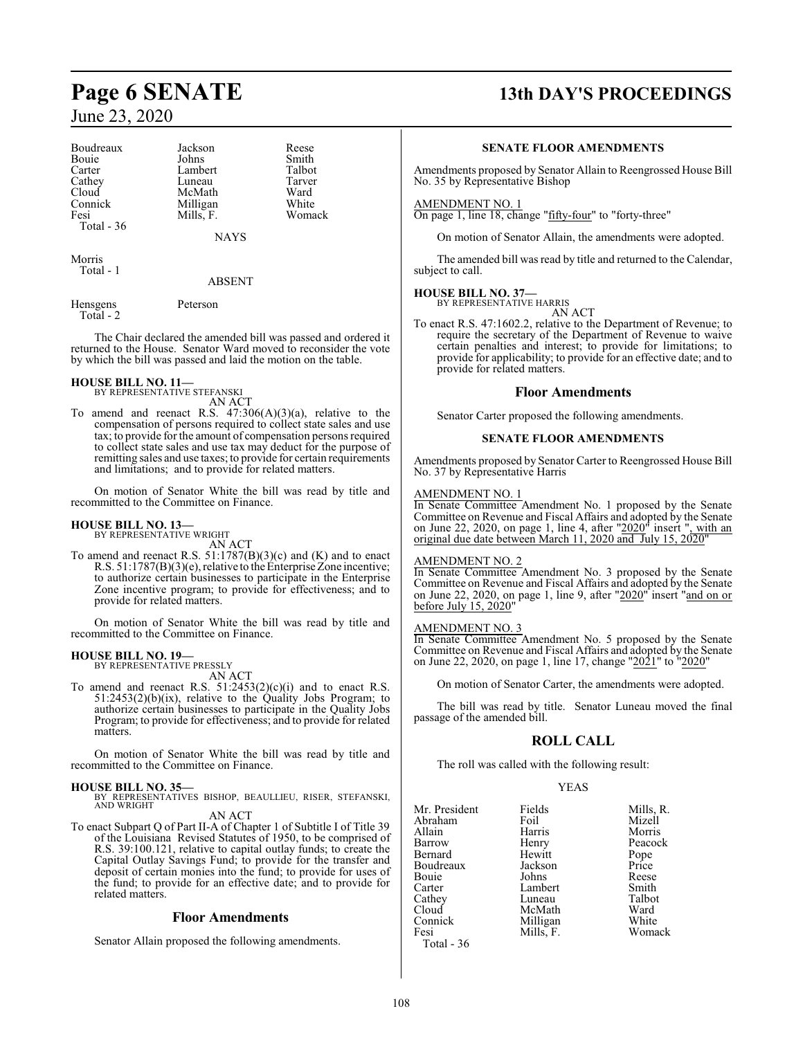| | | |
|---|---|---|
| Boudreaux | Jackson | Reese |
| Bouie | Johns | Smith |
| Carter | Lambert | Talbot |
| Cathey | Luneau | Tarver |
| Cloud | McMath | Ward |
| Connick | Milligan | White |
| Fesi | Mills, F. | Womack |
| Total - 36 | | |

NAYS

Morris
Total - 1

ABSENT

Hensgens Peterson
Total - 2

The Chair declared the amended bill was passed and ordered it returned to the House. Senator Ward moved to reconsider the vote by which the bill was passed and laid the motion on the table.

**HOUSE BILL NO. 11—**
BY REPRESENTATIVE STEFANSKI
AN ACT

To amend and reenact R.S. 47:306(A)(3)(a), relative to the compensation of persons required to collect state sales and use tax; to provide for the amount of compensation persons required to collect state sales and use tax may deduct for the purpose of remitting sales and use taxes; to provide for certain requirements and limitations; and to provide for related matters.

On motion of Senator White the bill was read by title and recommitted to the Committee on Finance.

**HOUSE BILL NO. 13—**
BY REPRESENTATIVE WRIGHT
AN ACT

To amend and reenact R.S. 51:1787(B)(3)(c) and (K) and to enact R.S. 51:1787(B)(3)(e), relative to the Enterprise Zone incentive; to authorize certain businesses to participate in the Enterprise Zone incentive program; to provide for effectiveness; and to provide for related matters.

On motion of Senator White the bill was read by title and recommitted to the Committee on Finance.

**HOUSE BILL NO. 19—**
BY REPRESENTATIVE PRESSLY
AN ACT

To amend and reenact R.S. 51:2453(2)(c)(i) and to enact R.S. 51:2453(2)(b)(ix), relative to the Quality Jobs Program; to authorize certain businesses to participate in the Quality Jobs Program; to provide for effectiveness; and to provide for related matters.

On motion of Senator White the bill was read by title and recommitted to the Committee on Finance.

**HOUSE BILL NO. 35—**
BY REPRESENTATIVES BISHOP, BEAULLIEU, RISER, STEFANSKI, AND WRIGHT
AN ACT

To enact Subpart Q of Part II-A of Chapter 1 of Subtitle I of Title 39 of the Louisiana Revised Statutes of 1950, to be comprised of R.S. 39:100.121, relative to capital outlay funds; to create the Capital Outlay Savings Fund; to provide for the transfer and deposit of certain monies into the fund; to provide for uses of the fund; to provide for an effective date; and to provide for related matters.

## Floor Amendments

Senator Allain proposed the following amendments.

### SENATE FLOOR AMENDMENTS

Amendments proposed by Senator Allain to Reengrossed House Bill No. 35 by Representative Bishop

AMENDMENT NO. 1
On page 1, line 18, change "fifty-four" to "forty-three"

On motion of Senator Allain, the amendments were adopted.

The amended bill was read by title and returned to the Calendar, subject to call.

**HOUSE BILL NO. 37—**
BY REPRESENTATIVE HARRIS
AN ACT

To enact R.S. 47:1602.2, relative to the Department of Revenue; to require the secretary of the Department of Revenue to waive certain penalties and interest; to provide for limitations; to provide for applicability; to provide for an effective date; and to provide for related matters.

## Floor Amendments

Senator Carter proposed the following amendments.

### SENATE FLOOR AMENDMENTS

Amendments proposed by Senator Carter to Reengrossed House Bill No. 37 by Representative Harris

AMENDMENT NO. 1
In Senate Committee Amendment No. 1 proposed by the Senate Committee on Revenue and Fiscal Affairs and adopted by the Senate on June 22, 2020, on page 1, line 4, after "2020" insert ", with an original due date between March 11, 2020 and July 15, 2020"

AMENDMENT NO. 2
In Senate Committee Amendment No. 3 proposed by the Senate Committee on Revenue and Fiscal Affairs and adopted by the Senate on June 22, 2020, on page 1, line 9, after "2020" insert "and on or before July 15, 2020"

AMENDMENT NO. 3
In Senate Committee Amendment No. 5 proposed by the Senate Committee on Revenue and Fiscal Affairs and adopted by the Senate on June 22, 2020, on page 1, line 17, change "2021" to "2020"

On motion of Senator Carter, the amendments were adopted.

The bill was read by title. Senator Luneau moved the final passage of the amended bill.

## ROLL CALL

The roll was called with the following result:

YEAS

| | | |
|---|---|---|
| Mr. President | Fields | Mills, R. |
| Abraham | Foil | Mizell |
| Allain | Harris | Morris |
| Barrow | Henry | Peacock |
| Bernard | Hewitt | Pope |
| Boudreaux | Jackson | Price |
| Bouie | Johns | Reese |
| Carter | Lambert | Smith |
| Cathey | Luneau | Talbot |
| Cloud | McMath | Ward |
| Connick | Milligan | White |
| Fesi | Mills, F. | Womack |
| Total - 36 | | |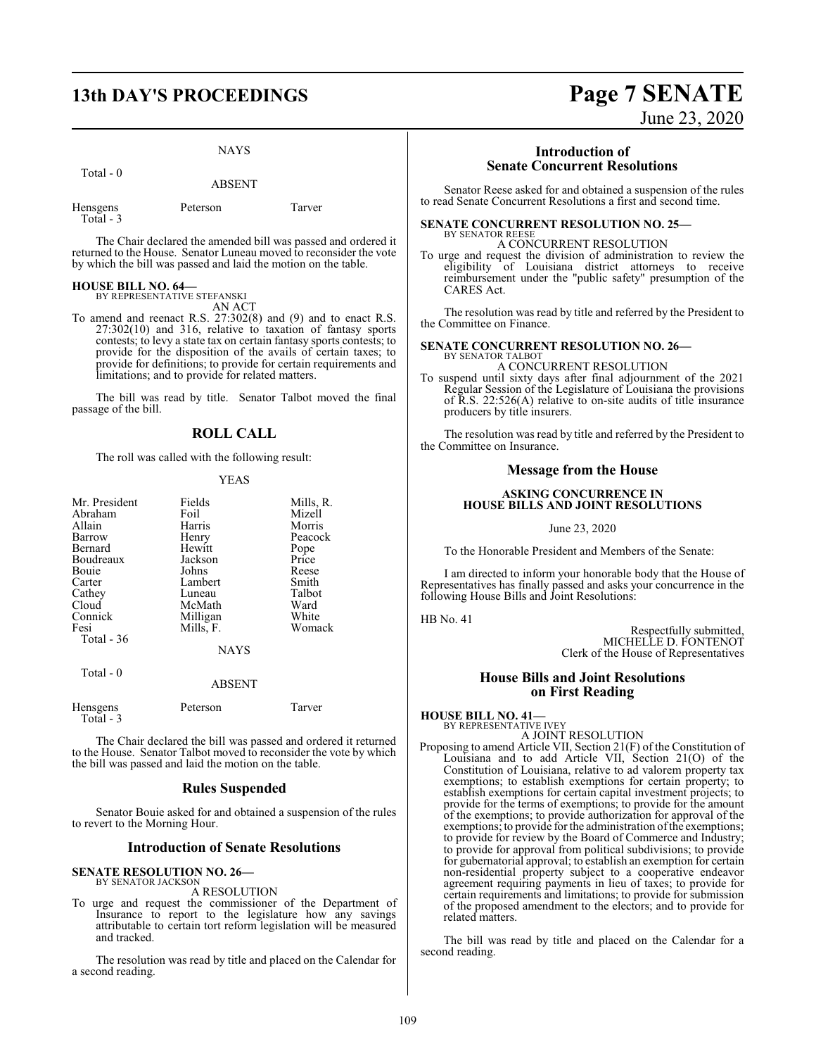NAYS

Total - 0

ABSENT

| | | |
|---|---|---|
| Hensgens | Peterson | Tarver |
| Total - 3 | | |

The Chair declared the amended bill was passed and ordered it returned to the House. Senator Luneau moved to reconsider the vote by which the bill was passed and laid the motion on the table.

**HOUSE BILL NO. 64—**
BY REPRESENTATIVE STEFANSKI
AN ACT

To amend and reenact R.S. 27:302(8) and (9) and to enact R.S. 27:302(10) and 316, relative to taxation of fantasy sports contests; to levy a state tax on certain fantasy sports contests; to provide for the disposition of the avails of certain taxes; to provide for definitions; to provide for certain requirements and limitations; and to provide for related matters.

The bill was read by title. Senator Talbot moved the final passage of the bill.

## ROLL CALL

The roll was called with the following result:

YEAS

| | | |
|---|---|---|
| Mr. President | Fields | Mills, R. |
| Abraham | Foil | Mizell |
| Allain | Harris | Morris |
| Barrow | Henry | Peacock |
| Bernard | Hewitt | Pope |
| Boudreaux | Jackson | Price |
| Bouie | Johns | Reese |
| Carter | Lambert | Smith |
| Cathey | Luneau | Talbot |
| Cloud | McMath | Ward |
| Connick | Milligan | White |
| Fesi | Mills, F. | Womack |
| Total - 36 | | |

NAYS

Total - 0

ABSENT

| | | |
|---|---|---|
| Hensgens | Peterson | Tarver |
| Total - 3 | | |

The Chair declared the bill was passed and ordered it returned to the House. Senator Talbot moved to reconsider the vote by which the bill was passed and laid the motion on the table.

## Rules Suspended

Senator Bouie asked for and obtained a suspension of the rules to revert to the Morning Hour.

## Introduction of Senate Resolutions

**SENATE RESOLUTION NO. 26—**
BY SENATOR JACKSON
A RESOLUTION

To urge and request the commissioner of the Department of Insurance to report to the legislature how any savings attributable to certain tort reform legislation will be measured and tracked.

The resolution was read by title and placed on the Calendar for a second reading.

## Introduction of Senate Concurrent Resolutions

Senator Reese asked for and obtained a suspension of the rules to read Senate Concurrent Resolutions a first and second time.

**SENATE CONCURRENT RESOLUTION NO. 25—**
BY SENATOR REESE
A CONCURRENT RESOLUTION

To urge and request the division of administration to review the eligibility of Louisiana district attorneys to receive reimbursement under the "public safety" presumption of the CARES Act.

The resolution was read by title and referred by the President to the Committee on Finance.

**SENATE CONCURRENT RESOLUTION NO. 26—**
BY SENATOR TALBOT
A CONCURRENT RESOLUTION

To suspend until sixty days after final adjournment of the 2021 Regular Session of the Legislature of Louisiana the provisions of R.S. 22:526(A) relative to on-site audits of title insurance producers by title insurers.

The resolution was read by title and referred by the President to the Committee on Insurance.

## Message from the House

**ASKING CONCURRENCE IN HOUSE BILLS AND JOINT RESOLUTIONS**

June 23, 2020

To the Honorable President and Members of the Senate:

I am directed to inform your honorable body that the House of Representatives has finally passed and asks your concurrence in the following House Bills and Joint Resolutions:

HB No. 41

Respectfully submitted,
MICHELLE D. FONTENOT
Clerk of the House of Representatives

## House Bills and Joint Resolutions on First Reading

**HOUSE BILL NO. 41—**
BY REPRESENTATIVE IVEY
A JOINT RESOLUTION

Proposing to amend Article VII, Section 21(F) of the Constitution of Louisiana and to add Article VII, Section 21(O) of the Constitution of Louisiana, relative to ad valorem property tax exemptions; to establish exemptions for certain property; to establish exemptions for certain capital investment projects; to provide for the terms of exemptions; to provide for the amount of the exemptions; to provide authorization for approval of the exemptions; to provide for the administration of the exemptions; to provide for review by the Board of Commerce and Industry; to provide for approval from political subdivisions; to provide for gubernatorial approval; to establish an exemption for certain non-residential property subject to a cooperative endeavor agreement requiring payments in lieu of taxes; to provide for certain requirements and limitations; to provide for submission of the proposed amendment to the electors; and to provide for related matters.

The bill was read by title and placed on the Calendar for a second reading.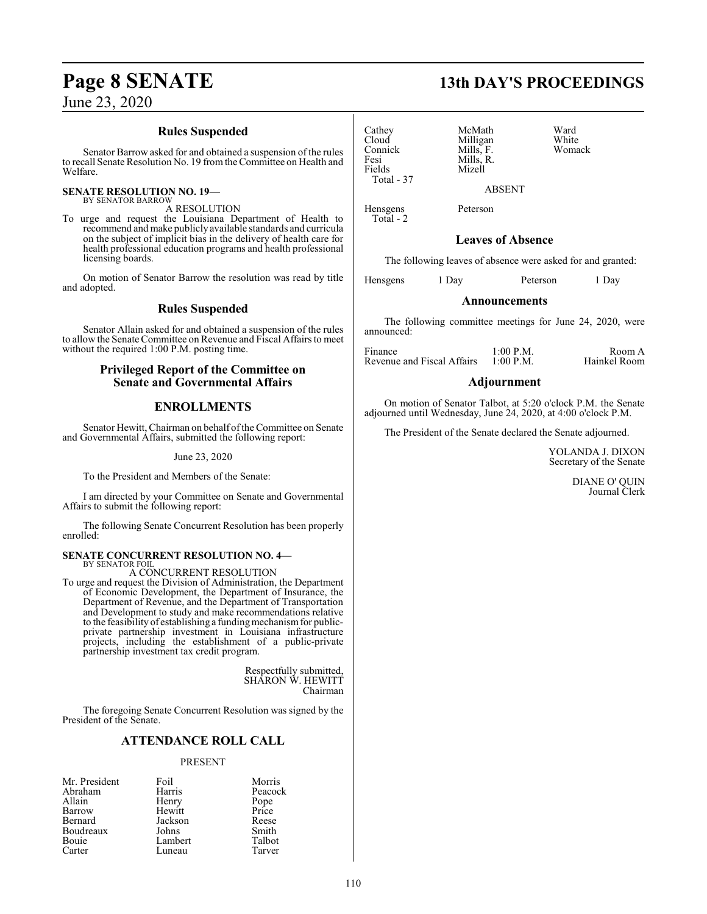## Rules Suspended

Senator Barrow asked for and obtained a suspension of the rules to recall Senate Resolution No. 19 from the Committee on Health and Welfare.

**SENATE RESOLUTION NO. 19—**
BY SENATOR BARROW

A RESOLUTION

To urge and request the Louisiana Department of Health to recommend and make publicly available standards and curricula on the subject of implicit bias in the delivery of health care for health professional education programs and health professional licensing boards.

On motion of Senator Barrow the resolution was read by title and adopted.

## Rules Suspended

Senator Allain asked for and obtained a suspension of the rules to allow the Senate Committee on Revenue and Fiscal Affairs to meet without the required 1:00 P.M. posting time.

## Privileged Report of the Committee on Senate and Governmental Affairs

## ENROLLMENTS

Senator Hewitt, Chairman on behalf of the Committee on Senate and Governmental Affairs, submitted the following report:

June 23, 2020

To the President and Members of the Senate:

I am directed by your Committee on Senate and Governmental Affairs to submit the following report:

The following Senate Concurrent Resolution has been properly enrolled:

**SENATE CONCURRENT RESOLUTION NO. 4—**
BY SENATOR FOIL

A CONCURRENT RESOLUTION

To urge and request the Division of Administration, the Department of Economic Development, the Department of Insurance, the Department of Revenue, and the Department of Transportation and Development to study and make recommendations relative to the feasibility of establishing a funding mechanism for public-private partnership investment in Louisiana infrastructure projects, including the establishment of a public-private partnership investment tax credit program.

Respectfully submitted,
SHARON W. HEWITT
Chairman

The foregoing Senate Concurrent Resolution was signed by the President of the Senate.

## ATTENDANCE ROLL CALL

PRESENT

| | | |
|---|---|---|
| Mr. President | Foil | Morris |
| Abraham | Harris | Peacock |
| Allain | Henry | Pope |
| Barrow | Hewitt | Price |
| Bernard | Jackson | Reese |
| Boudreaux | Johns | Smith |
| Bouie | Lambert | Talbot |
| Carter | Luneau | Tarver |
| Cathey | McMath | Ward |
| Cloud | Milligan | White |
| Connick | Mills, F. | Womack |
| Fesi | Mills, R. | |
| Fields | Mizell | |

Total - 37

ABSENT

| | |
|---|---|
| Hensgens | Peterson |

Total - 2

## Leaves of Absence

The following leaves of absence were asked for and granted:

| | | | |
|---|---|---|---|
| Hensgens | 1 Day | Peterson | 1 Day |

## Announcements

The following committee meetings for June 24, 2020, were announced:

| | | |
|---|---|---|
| Finance | 1:00 P.M. | Room A |
| Revenue and Fiscal Affairs | 1:00 P.M. | Hainkel Room |

## Adjournment

On motion of Senator Talbot, at 5:20 o'clock P.M. the Senate adjourned until Wednesday, June 24, 2020, at 4:00 o'clock P.M.

The President of the Senate declared the Senate adjourned.

YOLANDA J. DIXON
Secretary of the Senate

DIANE O' QUIN
Journal Clerk